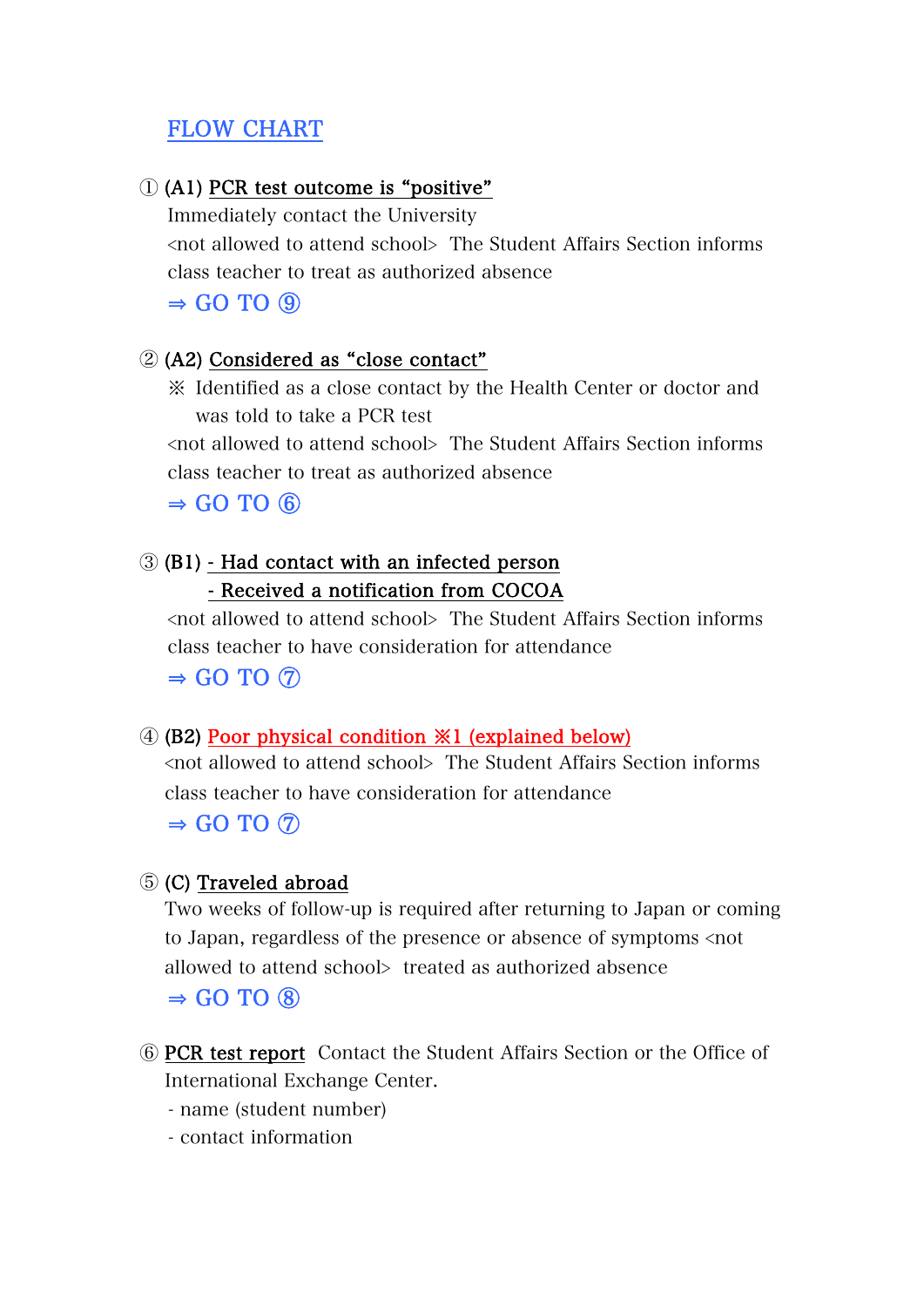# FLOW CHART

① (A1) PCR test outcome is "positive"

Immediately contact the University

<not allowed to attend school> The Student Affairs Section informs class teacher to treat as authorized absence

⇒ GO TO ⑨

② (A2) Considered as "close contact"

※ Identified as a close contact by the Health Center or doctor and was told to take a PCR test

<not allowed to attend school> The Student Affairs Section informs class teacher to treat as authorized absence

⇒ GO TO ⑥

③ (B1) - Had contact with an infected person
- Received a notification from COCOA

<not allowed to attend school> The Student Affairs Section informs class teacher to have consideration for attendance

⇒ GO TO ⑦

④ (B2) Poor physical condition ※1 (explained below)

<not allowed to attend school> The Student Affairs Section informs class teacher to have consideration for attendance

⇒ GO TO ⑦

⑤ (C) Traveled abroad

Two weeks of follow-up is required after returning to Japan or coming to Japan, regardless of the presence or absence of symptoms <not allowed to attend school> treated as authorized absence

⇒ GO TO ⑧

⑥ PCR test report Contact the Student Affairs Section or the Office of International Exchange Center.

- name (student number)
- contact information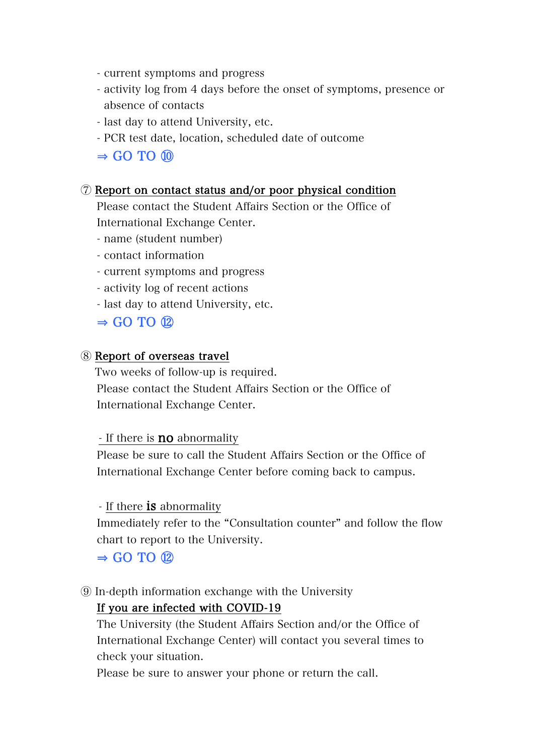- current symptoms and progress
- activity log from 4 days before the onset of symptoms, presence or absence of contacts
- last day to attend University, etc.
- PCR test date, location, scheduled date of outcome

⇒ GO TO ⑩

⑦ Report on contact status and/or poor physical condition

Please contact the Student Affairs Section or the Office of International Exchange Center.

- name (student number)
- contact information
- current symptoms and progress
- activity log of recent actions
- last day to attend University, etc.

⇒ GO TO ⑫

⑧ Report of overseas travel

Two weeks of follow-up is required.

Please contact the Student Affairs Section or the Office of International Exchange Center.

- If there is **no** abnormality

Please be sure to call the Student Affairs Section or the Office of International Exchange Center before coming back to campus.

- If there **is** abnormality

Immediately refer to the "Consultation counter" and follow the flow chart to report to the University.

⇒ GO TO ⑫

⑨ In-depth information exchange with the University

If you are infected with COVID-19

The University (the Student Affairs Section and/or the Office of International Exchange Center) will contact you several times to check your situation.

Please be sure to answer your phone or return the call.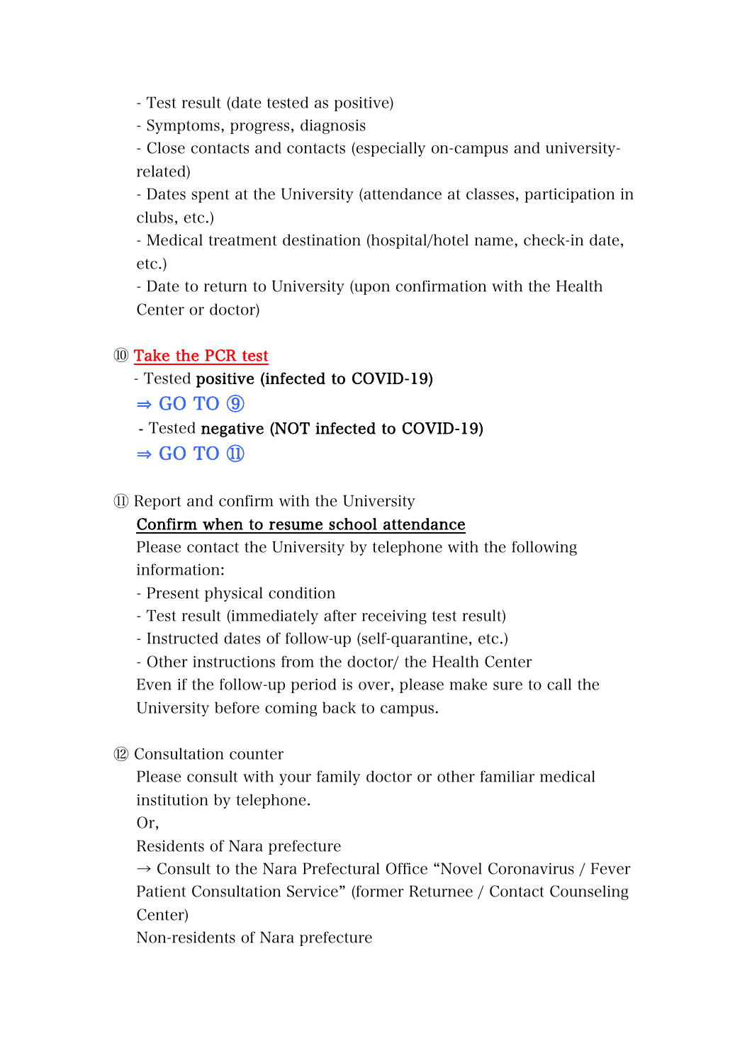- Test result (date tested as positive)
- Symptoms, progress, diagnosis
- Close contacts and contacts (especially on-campus and university-related)
- Dates spent at the University (attendance at classes, participation in clubs, etc.)
- Medical treatment destination (hospital/hotel name, check-in date, etc.)
- Date to return to University (upon confirmation with the Health Center or doctor)

⑩ Take the PCR test

- Tested **positive (infected to COVID-19)**

⇒ GO TO ⑨

- Tested **negative (NOT infected to COVID-19)**

⇒ GO TO ⑪

⑪ Report and confirm with the University

Confirm when to resume school attendance

Please contact the University by telephone with the following information:

- Present physical condition
- Test result (immediately after receiving test result)
- Instructed dates of follow-up (self-quarantine, etc.)
- Other instructions from the doctor/ the Health Center

Even if the follow-up period is over, please make sure to call the University before coming back to campus.

⑫ Consultation counter

Please consult with your family doctor or other familiar medical institution by telephone.

Or,

Residents of Nara prefecture

→ Consult to the Nara Prefectural Office "Novel Coronavirus / Fever Patient Consultation Service" (former Returnee / Contact Counseling Center)

Non-residents of Nara prefecture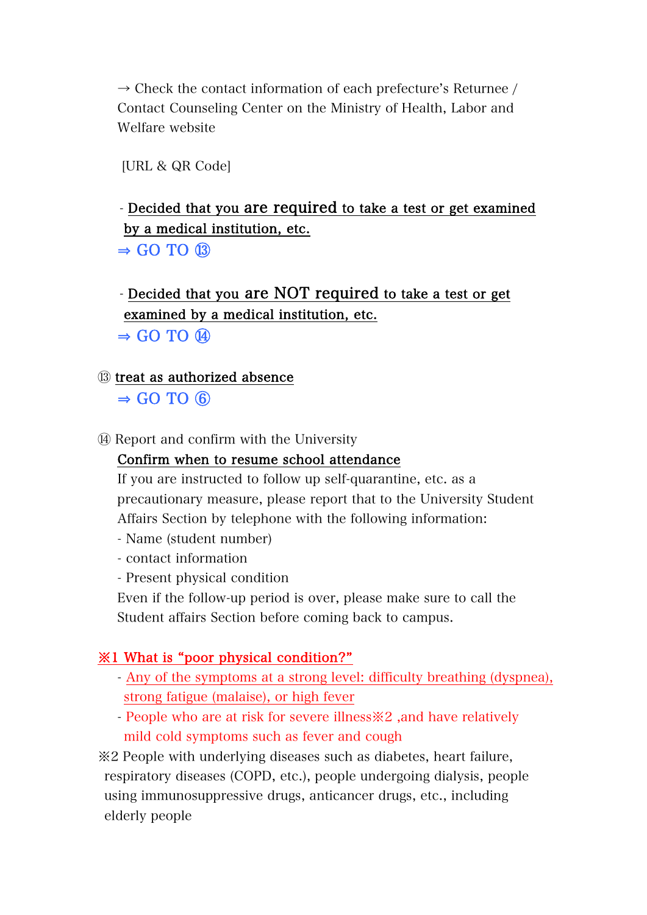→ Check the contact information of each prefecture's Returnee / Contact Counseling Center on the Ministry of Health, Labor and Welfare website

[URL & QR Code]

- Decided that you **are required** to take a test or get examined by a medical institution, etc.

⇒ GO TO ⑬

- Decided that you **are NOT required** to take a test or get examined by a medical institution, etc.

⇒ GO TO ⑭

⑬ treat as authorized absence

⇒ GO TO ⑥

⑭ Report and confirm with the University

Confirm when to resume school attendance

If you are instructed to follow up self-quarantine, etc. as a precautionary measure, please report that to the University Student Affairs Section by telephone with the following information:

- Name (student number)
- contact information
- Present physical condition

Even if the follow-up period is over, please make sure to call the Student affairs Section before coming back to campus.

※1 What is "poor physical condition?"

- Any of the symptoms at a strong level: difficulty breathing (dyspnea), strong fatigue (malaise), or high fever
- People who are at risk for severe illness※2 ,and have relatively mild cold symptoms such as fever and cough

※2 People with underlying diseases such as diabetes, heart failure, respiratory diseases (COPD, etc.), people undergoing dialysis, people using immunosuppressive drugs, anticancer drugs, etc., including elderly people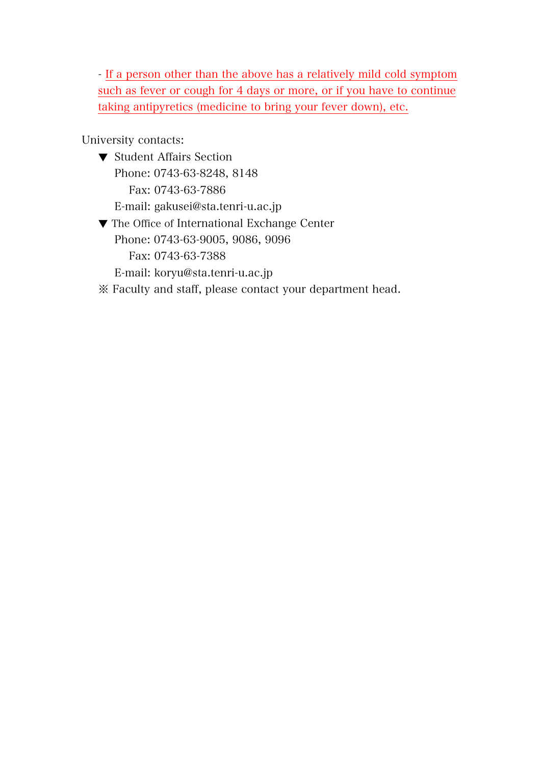- If a person other than the above has a relatively mild cold symptom such as fever or cough for 4 days or more, or if you have to continue taking antipyretics (medicine to bring your fever down), etc.

University contacts:

▼ Student Affairs Section
Phone: 0743-63-8248, 8148
Fax: 0743-63-7886
E-mail: gakusei@sta.tenri-u.ac.jp

▼ The Office of International Exchange Center
Phone: 0743-63-9005, 9086, 9096
Fax: 0743-63-7388
E-mail: koryu@sta.tenri-u.ac.jp

※ Faculty and staff, please contact your department head.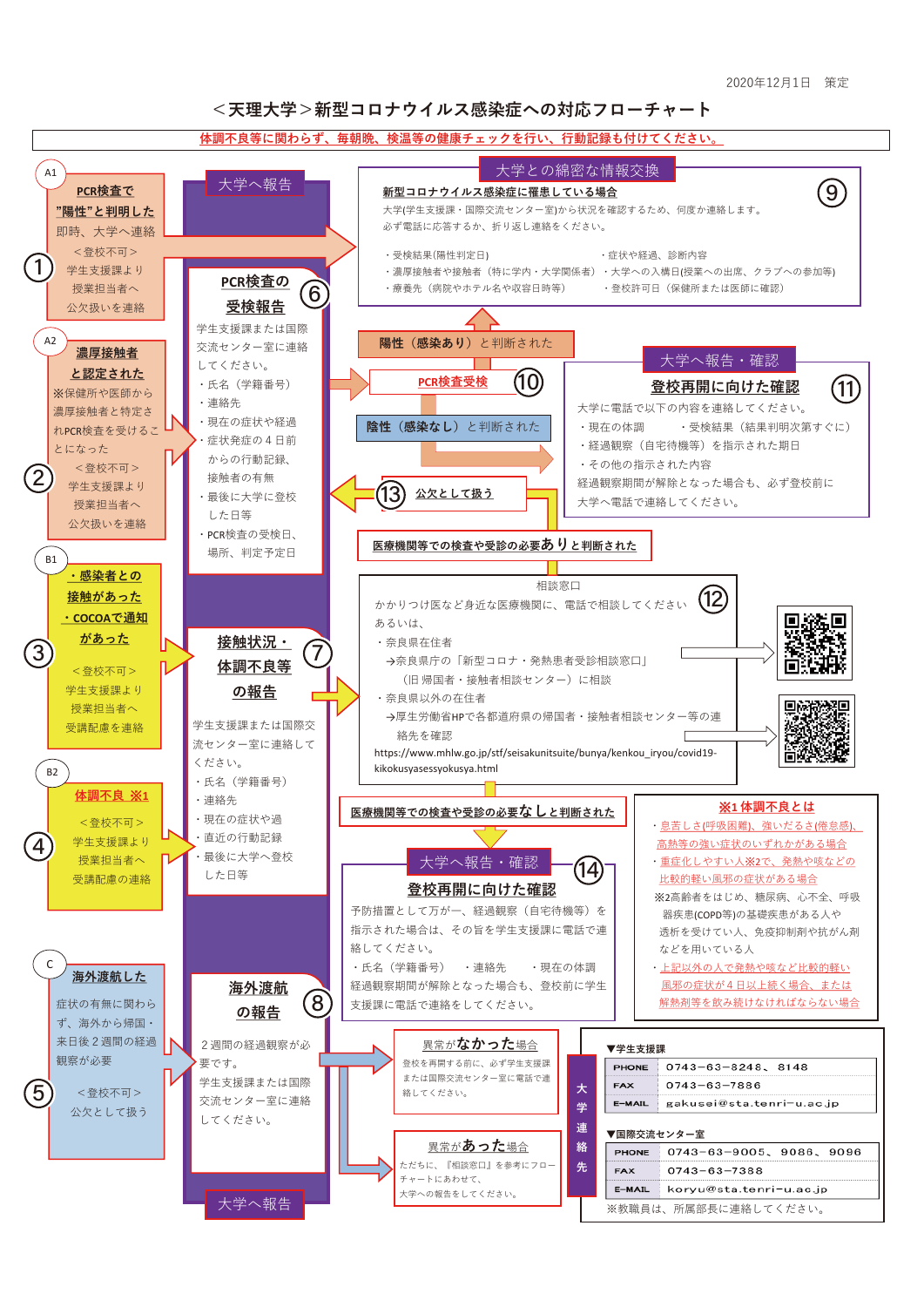2020年12月1日　策定

# ＜天理大学＞新型コロナウイルス感染症への対応フローチャート

体調不良等に関わらず、毎朝晩、検温等の健康チェックを行い、行動記録も付けてください。

## A1 ①

**PCR検査で"陽性"と判明した**

即時、大学へ連絡

＜登校不可＞
学生支援課より授業担当者へ公欠扱いを連絡

## A2 ②

**濃厚接触者と認定された**

※保健所や医師から濃厚接触者と特定されPCR検査を受けることになった

＜登校不可＞
学生支援課より授業担当者へ公欠扱いを連絡

## B1 ③

**・感染者との接触があった**
**・COCOAで通知があった**

＜登校不可＞
学生支援課より授業担当者へ受講配慮を連絡

## B2 ④

**体調不良 ※1**

＜登校不可＞
学生支援課より授業担当者へ受講配慮の連絡

## C ⑤

**海外渡航した**

症状の有無に関わらず、海外から帰国・来日後2週間の経過観察が必要

＜登校不可＞
公欠として扱う

---

## 大学へ報告

### ⑥ PCR検査の受検報告

学生支援課または国際交流センター室に連絡してください。

- 氏名（学籍番号）
- 連絡先
- 現在の症状や経過
- 症状発症の4日前からの行動記録、接触者の有無
- 最後に大学に登校した日等
- PCR検査の受検日、場所、判定予定日

### ⑦ 接触状況・体調不良等の報告

学生支援課または国際交流センター室に連絡してください。

- 氏名（学籍番号）
- 連絡先
- 現在の症状や過
- 直近の行動記録
- 最後に大学へ登校した日等

### ⑧ 海外渡航の報告

２週間の経過観察が必要です。
学生支援課または国際交流センター室に連絡してください。

---

## 大学との綿密な情報交換 ⑨

**新型コロナウイルス感染症に罹患している場合**

大学(学生支援課・国際交流センター室)から状況を確認するため、何度か連絡します。
必ず電話に応答するか、折り返し連絡をください。

- 受検結果(陽性判定日)
- 濃厚接触者や接触者（特に学内・大学関係者）
- 療養先（病院やホテル名や収容日時等）
- 症状や経過、診断内容
- 大学への入構日(授業への出席、クラブへの参加等)
- 登校許可日（保健所または医師に確認）

**陽性（感染あり）と判断された**

## ⑩ PCR検査受検

**陰性（感染なし）と判断された**

## 大学へ報告・確認 ⑪

**登校再開に向けた確認**

大学に電話で以下の内容を連絡してください。

- 現在の体調
- 受検結果（結果判明次第すぐに）
- 経過観察（自宅待機等）を指示された期日
- その他の指示された内容

経過観察期間が解除となった場合も、必ず登校前に大学へ電話で連絡してください。

## ⑬ 公欠として扱う

**医療機関等での検査や受診の必要ありと判断された**

## ⑫ 相談窓口

かかりつけ医など身近な医療機関に、電話で相談してください
あるいは、

- 奈良県在住者
  →奈良県庁の「新型コロナ・発熱患者等受診相談窓口」
  （旧 帰国者・接触者相談センター）に相談
- 奈良県以外の在住者
  →厚生労働省HPで各都道府県の帰国者・接触者相談センター等の連絡先を確認

https://www.mhlw.go.jp/stf/seisakunitsuite/bunya/kenkou_iryou/covid19-kikokusyasessyokusya.html

**医療機関等での検査や受診の必要なしと判断された**

## 大学へ報告・確認 ⑭

**登校再開に向けた確認**

予防措置として万が一、経過観察（自宅待機等）を指示された場合は、その旨を学生支援課に電話で連絡してください。

- 氏名（学籍番号）
- 連絡先
- 現在の体調

経過観察期間が解除となった場合も、登校前に学生支援課に電話で連絡をしてください。

## ※1 体調不良とは

- 息苦しさ(呼吸困難)、強いだるさ(倦怠感)、高熱等の強い症状のいずれかがある場合
- 重症化しやすい人※2で、発熱や咳などの比較的軽い風邪の症状がある場合

※2高齢者をはじめ、糖尿病、心不全、呼吸器疾患(COPD等)の基礎疾患がある人や透析を受けている人、免疫抑制剤や抗がん剤などを用いている人

- 上記以外の人で発熱や咳など比較的軽い風邪の症状が4日以上続く場合、または解熱剤等を飲み続けなければならない場合

---

**異常がなかった場合**

登校を再開する前に、必ず学生支援課または国際交流センター室に電話で連絡してください。

**異常があった場合**

ただちに、『相談窓口』を参考にフローチャートにあわせて、大学への報告をしてください。

## 大学連絡先

▼学生支援課

| | |
|---|---|
| PHONE | 0743−63−8248、8148 |
| FAX | 0743−63−7886 |
| E-MAIL | gakusei@sta.tenri-u.ac.jp |

▼国際交流センター室

| | |
|---|---|
| PHONE | 0743−63−9005、9086、9096 |
| FAX | 0743−63−7388 |
| E-MAIL | koryu@sta.tenri-u.ac.jp |

※教職員は、所属部長に連絡してください。